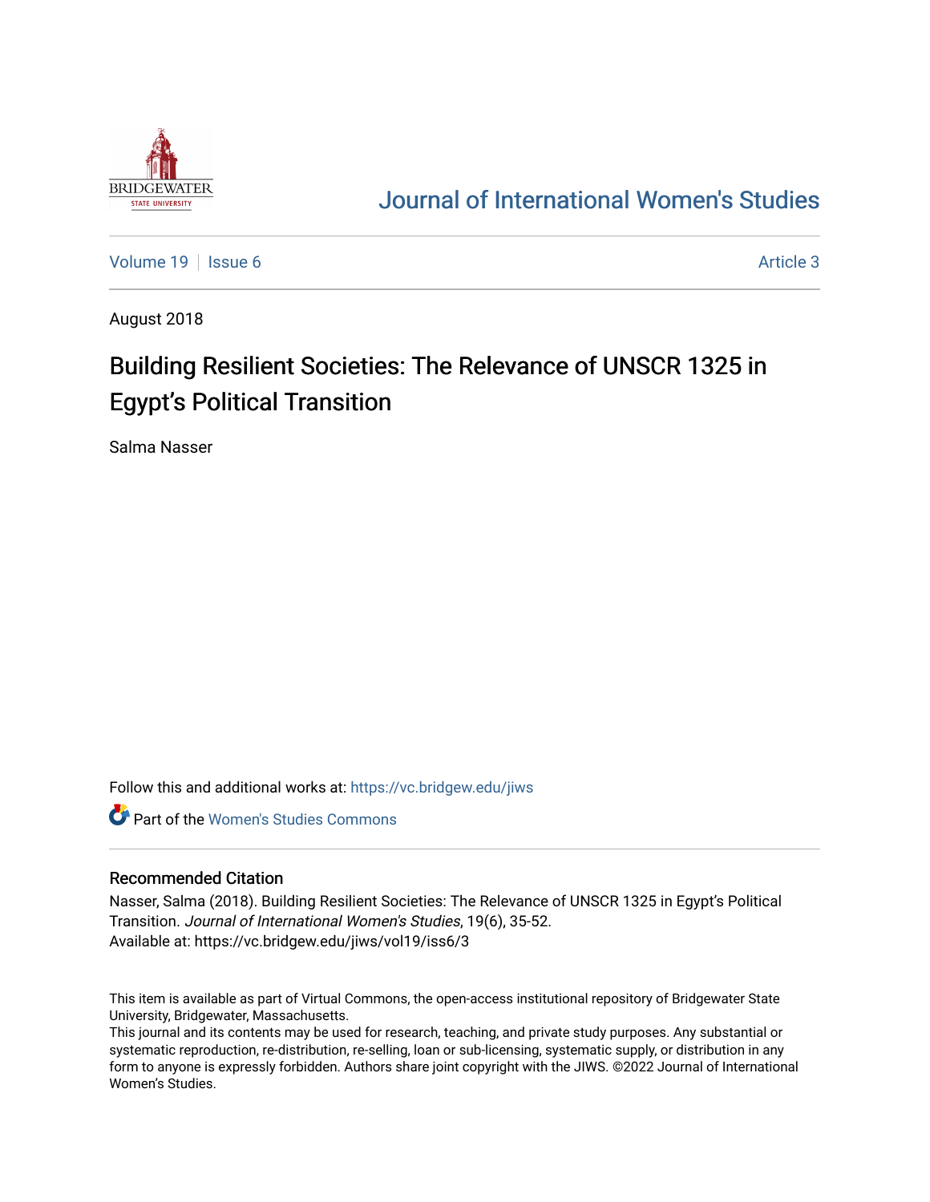# Journal of International Women's Studies

Volume 19 | Issue 6 | Article 3

August 2018

## Building Resilient Societies: The Relevance of UNSCR 1325 in Egypt's Political Transition

Salma Nasser

Follow this and additional works at: https://vc.bridgew.edu/jiws

Part of the Women's Studies Commons

### Recommended Citation

Nasser, Salma (2018). Building Resilient Societies: The Relevance of UNSCR 1325 in Egypt's Political Transition. *Journal of International Women's Studies*, 19(6), 35-52.
Available at: https://vc.bridgew.edu/jiws/vol19/iss6/3

This item is available as part of Virtual Commons, the open-access institutional repository of Bridgewater State University, Bridgewater, Massachusetts.
This journal and its contents may be used for research, teaching, and private study purposes. Any substantial or systematic reproduction, re-distribution, re-selling, loan or sub-licensing, systematic supply, or distribution in any form to anyone is expressly forbidden. Authors share joint copyright with the JIWS. ©2022 Journal of International Women's Studies.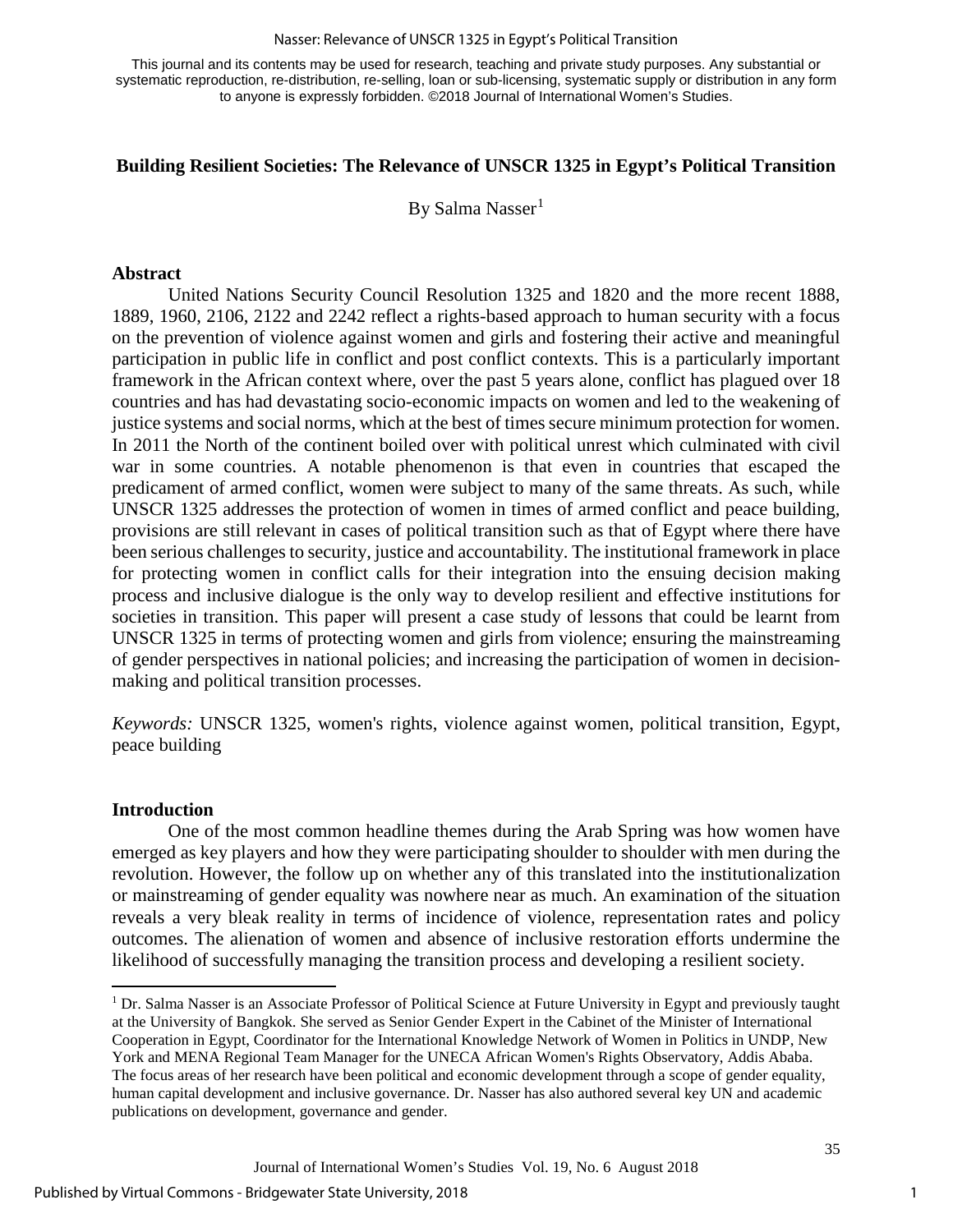This journal and its contents may be used for research, teaching and private study purposes. Any substantial or systematic reproduction, re-distribution, re-selling, loan or sub-licensing, systematic supply or distribution in any form to anyone is expressly forbidden. ©2018 Journal of International Women's Studies.

# Building Resilient Societies: The Relevance of UNSCR 1325 in Egypt's Political Transition

By Salma Nasser[1]

## Abstract

United Nations Security Council Resolution 1325 and 1820 and the more recent 1888, 1889, 1960, 2106, 2122 and 2242 reflect a rights-based approach to human security with a focus on the prevention of violence against women and girls and fostering their active and meaningful participation in public life in conflict and post conflict contexts. This is a particularly important framework in the African context where, over the past 5 years alone, conflict has plagued over 18 countries and has had devastating socio-economic impacts on women and led to the weakening of justice systems and social norms, which at the best of times secure minimum protection for women. In 2011 the North of the continent boiled over with political unrest which culminated with civil war in some countries. A notable phenomenon is that even in countries that escaped the predicament of armed conflict, women were subject to many of the same threats. As such, while UNSCR 1325 addresses the protection of women in times of armed conflict and peace building, provisions are still relevant in cases of political transition such as that of Egypt where there have been serious challenges to security, justice and accountability. The institutional framework in place for protecting women in conflict calls for their integration into the ensuing decision making process and inclusive dialogue is the only way to develop resilient and effective institutions for societies in transition. This paper will present a case study of lessons that could be learnt from UNSCR 1325 in terms of protecting women and girls from violence; ensuring the mainstreaming of gender perspectives in national policies; and increasing the participation of women in decision-making and political transition processes.

*Keywords:* UNSCR 1325, women's rights, violence against women, political transition, Egypt, peace building

## Introduction

One of the most common headline themes during the Arab Spring was how women have emerged as key players and how they were participating shoulder to shoulder with men during the revolution. However, the follow up on whether any of this translated into the institutionalization or mainstreaming of gender equality was nowhere near as much. An examination of the situation reveals a very bleak reality in terms of incidence of violence, representation rates and policy outcomes. The alienation of women and absence of inclusive restoration efforts undermine the likelihood of successfully managing the transition process and developing a resilient society.

[1] Dr. Salma Nasser is an Associate Professor of Political Science at Future University in Egypt and previously taught at the University of Bangkok. She served as Senior Gender Expert in the Cabinet of the Minister of International Cooperation in Egypt, Coordinator for the International Knowledge Network of Women in Politics in UNDP, New York and MENA Regional Team Manager for the UNECA African Women's Rights Observatory, Addis Ababa. The focus areas of her research have been political and economic development through a scope of gender equality, human capital development and inclusive governance. Dr. Nasser has also authored several key UN and academic publications on development, governance and gender.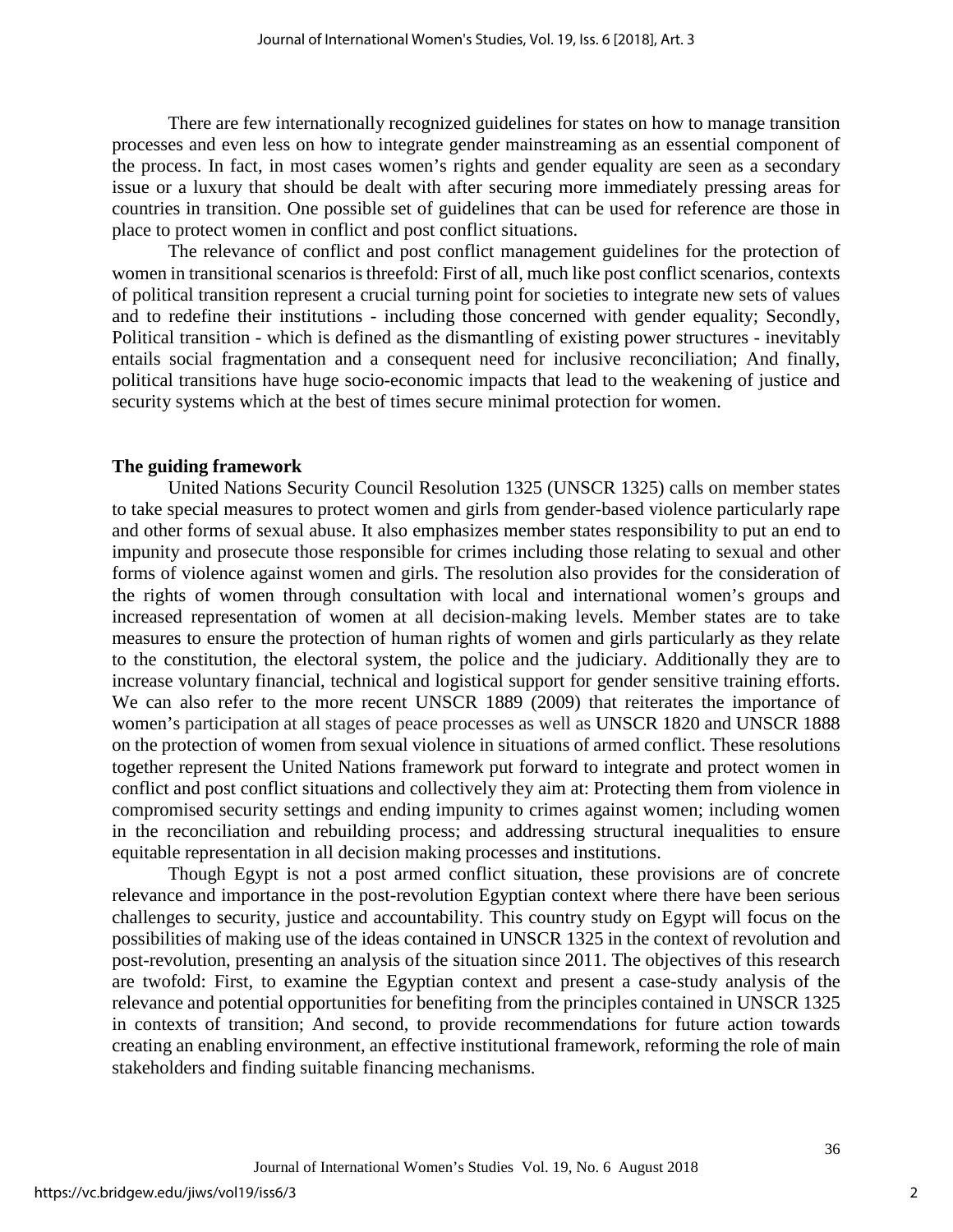There are few internationally recognized guidelines for states on how to manage transition processes and even less on how to integrate gender mainstreaming as an essential component of the process. In fact, in most cases women's rights and gender equality are seen as a secondary issue or a luxury that should be dealt with after securing more immediately pressing areas for countries in transition. One possible set of guidelines that can be used for reference are those in place to protect women in conflict and post conflict situations.

The relevance of conflict and post conflict management guidelines for the protection of women in transitional scenarios is threefold: First of all, much like post conflict scenarios, contexts of political transition represent a crucial turning point for societies to integrate new sets of values and to redefine their institutions - including those concerned with gender equality; Secondly, Political transition - which is defined as the dismantling of existing power structures - inevitably entails social fragmentation and a consequent need for inclusive reconciliation; And finally, political transitions have huge socio-economic impacts that lead to the weakening of justice and security systems which at the best of times secure minimal protection for women.

**The guiding framework**

United Nations Security Council Resolution 1325 (UNSCR 1325) calls on member states to take special measures to protect women and girls from gender-based violence particularly rape and other forms of sexual abuse. It also emphasizes member states responsibility to put an end to impunity and prosecute those responsible for crimes including those relating to sexual and other forms of violence against women and girls. The resolution also provides for the consideration of the rights of women through consultation with local and international women's groups and increased representation of women at all decision-making levels. Member states are to take measures to ensure the protection of human rights of women and girls particularly as they relate to the constitution, the electoral system, the police and the judiciary. Additionally they are to increase voluntary financial, technical and logistical support for gender sensitive training efforts. We can also refer to the more recent UNSCR 1889 (2009) that reiterates the importance of women's participation at all stages of peace processes as well as UNSCR 1820 and UNSCR 1888 on the protection of women from sexual violence in situations of armed conflict. These resolutions together represent the United Nations framework put forward to integrate and protect women in conflict and post conflict situations and collectively they aim at: Protecting them from violence in compromised security settings and ending impunity to crimes against women; including women in the reconciliation and rebuilding process; and addressing structural inequalities to ensure equitable representation in all decision making processes and institutions.

Though Egypt is not a post armed conflict situation, these provisions are of concrete relevance and importance in the post-revolution Egyptian context where there have been serious challenges to security, justice and accountability. This country study on Egypt will focus on the possibilities of making use of the ideas contained in UNSCR 1325 in the context of revolution and post-revolution, presenting an analysis of the situation since 2011. The objectives of this research are twofold: First, to examine the Egyptian context and present a case-study analysis of the relevance and potential opportunities for benefiting from the principles contained in UNSCR 1325 in contexts of transition; And second, to provide recommendations for future action towards creating an enabling environment, an effective institutional framework, reforming the role of main stakeholders and finding suitable financing mechanisms.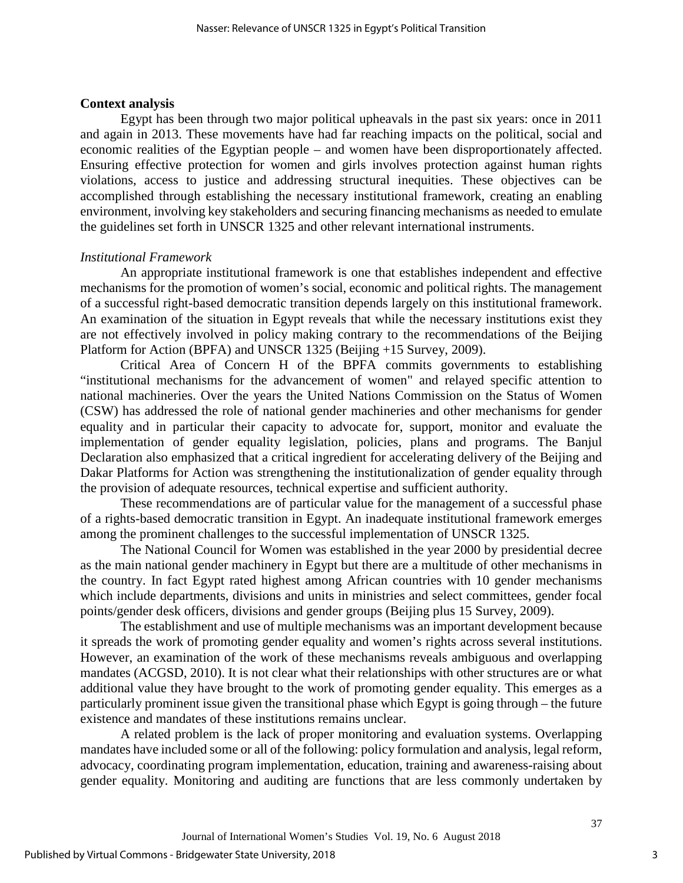**Context analysis**

Egypt has been through two major political upheavals in the past six years: once in 2011 and again in 2013. These movements have had far reaching impacts on the political, social and economic realities of the Egyptian people – and women have been disproportionately affected. Ensuring effective protection for women and girls involves protection against human rights violations, access to justice and addressing structural inequities. These objectives can be accomplished through establishing the necessary institutional framework, creating an enabling environment, involving key stakeholders and securing financing mechanisms as needed to emulate the guidelines set forth in UNSCR 1325 and other relevant international instruments.

*Institutional Framework*

An appropriate institutional framework is one that establishes independent and effective mechanisms for the promotion of women's social, economic and political rights. The management of a successful right-based democratic transition depends largely on this institutional framework. An examination of the situation in Egypt reveals that while the necessary institutions exist they are not effectively involved in policy making contrary to the recommendations of the Beijing Platform for Action (BPFA) and UNSCR 1325 (Beijing +15 Survey, 2009).

Critical Area of Concern H of the BPFA commits governments to establishing "institutional mechanisms for the advancement of women" and relayed specific attention to national machineries. Over the years the United Nations Commission on the Status of Women (CSW) has addressed the role of national gender machineries and other mechanisms for gender equality and in particular their capacity to advocate for, support, monitor and evaluate the implementation of gender equality legislation, policies, plans and programs. The Banjul Declaration also emphasized that a critical ingredient for accelerating delivery of the Beijing and Dakar Platforms for Action was strengthening the institutionalization of gender equality through the provision of adequate resources, technical expertise and sufficient authority.

These recommendations are of particular value for the management of a successful phase of a rights-based democratic transition in Egypt. An inadequate institutional framework emerges among the prominent challenges to the successful implementation of UNSCR 1325.

The National Council for Women was established in the year 2000 by presidential decree as the main national gender machinery in Egypt but there are a multitude of other mechanisms in the country. In fact Egypt rated highest among African countries with 10 gender mechanisms which include departments, divisions and units in ministries and select committees, gender focal points/gender desk officers, divisions and gender groups (Beijing plus 15 Survey, 2009).

The establishment and use of multiple mechanisms was an important development because it spreads the work of promoting gender equality and women's rights across several institutions. However, an examination of the work of these mechanisms reveals ambiguous and overlapping mandates (ACGSD, 2010). It is not clear what their relationships with other structures are or what additional value they have brought to the work of promoting gender equality. This emerges as a particularly prominent issue given the transitional phase which Egypt is going through – the future existence and mandates of these institutions remains unclear.

A related problem is the lack of proper monitoring and evaluation systems. Overlapping mandates have included some or all of the following: policy formulation and analysis, legal reform, advocacy, coordinating program implementation, education, training and awareness-raising about gender equality. Monitoring and auditing are functions that are less commonly undertaken by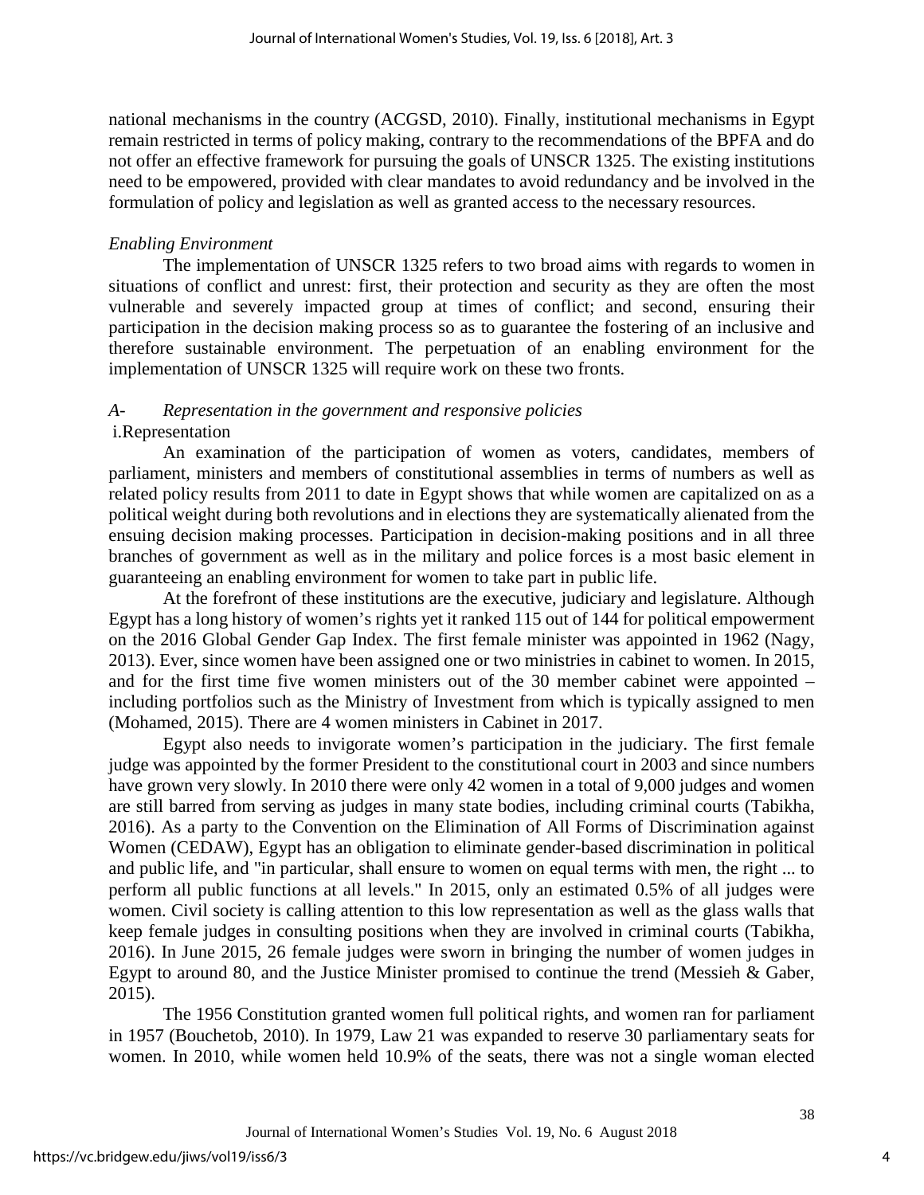national mechanisms in the country (ACGSD, 2010). Finally, institutional mechanisms in Egypt remain restricted in terms of policy making, contrary to the recommendations of the BPFA and do not offer an effective framework for pursuing the goals of UNSCR 1325. The existing institutions need to be empowered, provided with clear mandates to avoid redundancy and be involved in the formulation of policy and legislation as well as granted access to the necessary resources.

*Enabling Environment*

The implementation of UNSCR 1325 refers to two broad aims with regards to women in situations of conflict and unrest: first, their protection and security as they are often the most vulnerable and severely impacted group at times of conflict; and second, ensuring their participation in the decision making process so as to guarantee the fostering of an inclusive and therefore sustainable environment. The perpetuation of an enabling environment for the implementation of UNSCR 1325 will require work on these two fronts.

*A- Representation in the government and responsive policies*

i. Representation

An examination of the participation of women as voters, candidates, members of parliament, ministers and members of constitutional assemblies in terms of numbers as well as related policy results from 2011 to date in Egypt shows that while women are capitalized on as a political weight during both revolutions and in elections they are systematically alienated from the ensuing decision making processes. Participation in decision-making positions and in all three branches of government as well as in the military and police forces is a most basic element in guaranteeing an enabling environment for women to take part in public life.

At the forefront of these institutions are the executive, judiciary and legislature. Although Egypt has a long history of women's rights yet it ranked 115 out of 144 for political empowerment on the 2016 Global Gender Gap Index. The first female minister was appointed in 1962 (Nagy, 2013). Ever, since women have been assigned one or two ministries in cabinet to women. In 2015, and for the first time five women ministers out of the 30 member cabinet were appointed – including portfolios such as the Ministry of Investment from which is typically assigned to men (Mohamed, 2015). There are 4 women ministers in Cabinet in 2017.

Egypt also needs to invigorate women's participation in the judiciary. The first female judge was appointed by the former President to the constitutional court in 2003 and since numbers have grown very slowly. In 2010 there were only 42 women in a total of 9,000 judges and women are still barred from serving as judges in many state bodies, including criminal courts (Tabikha, 2016). As a party to the Convention on the Elimination of All Forms of Discrimination against Women (CEDAW), Egypt has an obligation to eliminate gender-based discrimination in political and public life, and "in particular, shall ensure to women on equal terms with men, the right ... to perform all public functions at all levels." In 2015, only an estimated 0.5% of all judges were women. Civil society is calling attention to this low representation as well as the glass walls that keep female judges in consulting positions when they are involved in criminal courts (Tabikha, 2016). In June 2015, 26 female judges were sworn in bringing the number of women judges in Egypt to around 80, and the Justice Minister promised to continue the trend (Messieh & Gaber, 2015).

The 1956 Constitution granted women full political rights, and women ran for parliament in 1957 (Bouchetob, 2010). In 1979, Law 21 was expanded to reserve 30 parliamentary seats for women. In 2010, while women held 10.9% of the seats, there was not a single woman elected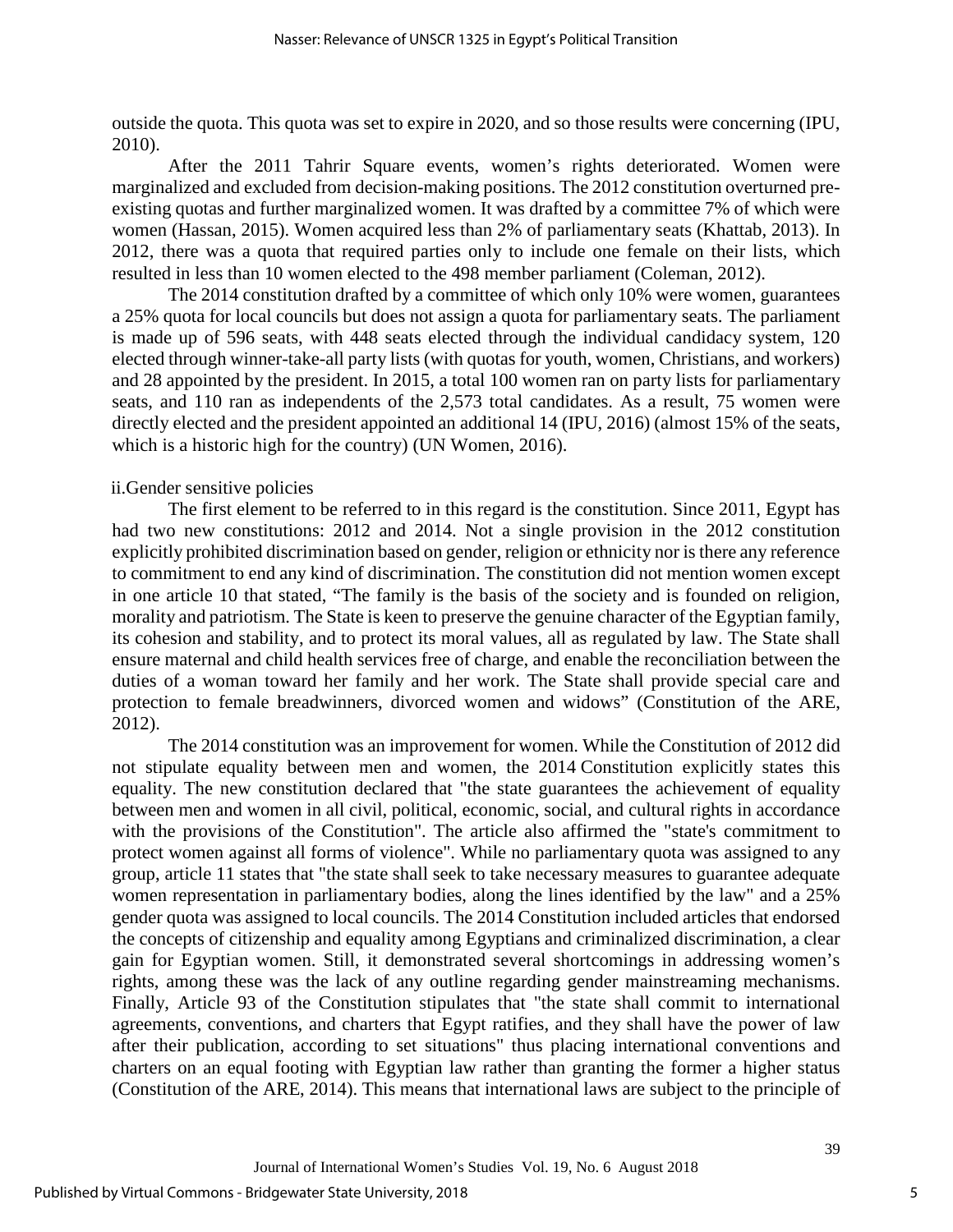outside the quota. This quota was set to expire in 2020, and so those results were concerning (IPU, 2010).

After the 2011 Tahrir Square events, women's rights deteriorated. Women were marginalized and excluded from decision-making positions. The 2012 constitution overturned pre-existing quotas and further marginalized women. It was drafted by a committee 7% of which were women (Hassan, 2015). Women acquired less than 2% of parliamentary seats (Khattab, 2013). In 2012, there was a quota that required parties only to include one female on their lists, which resulted in less than 10 women elected to the 498 member parliament (Coleman, 2012).

The 2014 constitution drafted by a committee of which only 10% were women, guarantees a 25% quota for local councils but does not assign a quota for parliamentary seats. The parliament is made up of 596 seats, with 448 seats elected through the individual candidacy system, 120 elected through winner-take-all party lists (with quotas for youth, women, Christians, and workers) and 28 appointed by the president. In 2015, a total 100 women ran on party lists for parliamentary seats, and 110 ran as independents of the 2,573 total candidates. As a result, 75 women were directly elected and the president appointed an additional 14 (IPU, 2016) (almost 15% of the seats, which is a historic high for the country) (UN Women, 2016).

ii. Gender sensitive policies

The first element to be referred to in this regard is the constitution. Since 2011, Egypt has had two new constitutions: 2012 and 2014. Not a single provision in the 2012 constitution explicitly prohibited discrimination based on gender, religion or ethnicity nor is there any reference to commitment to end any kind of discrimination. The constitution did not mention women except in one article 10 that stated, "The family is the basis of the society and is founded on religion, morality and patriotism. The State is keen to preserve the genuine character of the Egyptian family, its cohesion and stability, and to protect its moral values, all as regulated by law. The State shall ensure maternal and child health services free of charge, and enable the reconciliation between the duties of a woman toward her family and her work. The State shall provide special care and protection to female breadwinners, divorced women and widows" (Constitution of the ARE, 2012).

The 2014 constitution was an improvement for women. While the Constitution of 2012 did not stipulate equality between men and women, the 2014 Constitution explicitly states this equality. The new constitution declared that "the state guarantees the achievement of equality between men and women in all civil, political, economic, social, and cultural rights in accordance with the provisions of the Constitution". The article also affirmed the "state's commitment to protect women against all forms of violence". While no parliamentary quota was assigned to any group, article 11 states that "the state shall seek to take necessary measures to guarantee adequate women representation in parliamentary bodies, along the lines identified by the law" and a 25% gender quota was assigned to local councils. The 2014 Constitution included articles that endorsed the concepts of citizenship and equality among Egyptians and criminalized discrimination, a clear gain for Egyptian women. Still, it demonstrated several shortcomings in addressing women's rights, among these was the lack of any outline regarding gender mainstreaming mechanisms. Finally, Article 93 of the Constitution stipulates that "the state shall commit to international agreements, conventions, and charters that Egypt ratifies, and they shall have the power of law after their publication, according to set situations" thus placing international conventions and charters on an equal footing with Egyptian law rather than granting the former a higher status (Constitution of the ARE, 2014). This means that international laws are subject to the principle of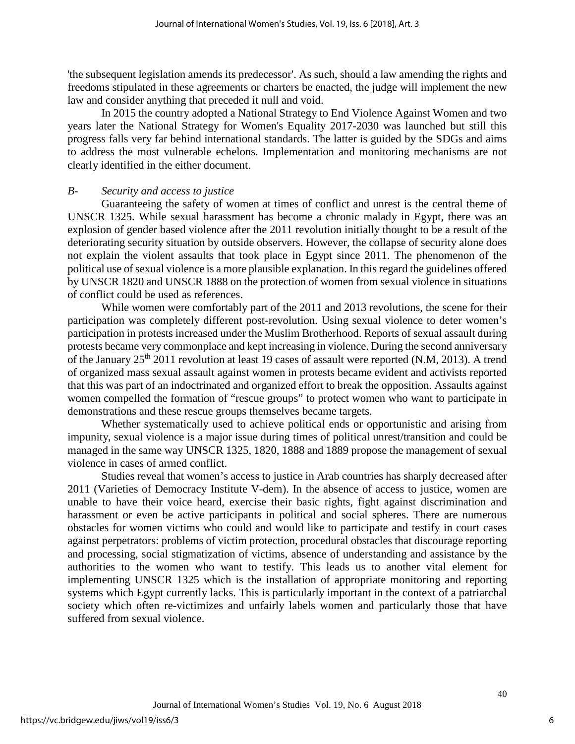'the subsequent legislation amends its predecessor'. As such, should a law amending the rights and freedoms stipulated in these agreements or charters be enacted, the judge will implement the new law and consider anything that preceded it null and void.

In 2015 the country adopted a National Strategy to End Violence Against Women and two years later the National Strategy for Women's Equality 2017-2030 was launched but still this progress falls very far behind international standards. The latter is guided by the SDGs and aims to address the most vulnerable echelons. Implementation and monitoring mechanisms are not clearly identified in the either document.

### *B- Security and access to justice*

Guaranteeing the safety of women at times of conflict and unrest is the central theme of UNSCR 1325. While sexual harassment has become a chronic malady in Egypt, there was an explosion of gender based violence after the 2011 revolution initially thought to be a result of the deteriorating security situation by outside observers. However, the collapse of security alone does not explain the violent assaults that took place in Egypt since 2011. The phenomenon of the political use of sexual violence is a more plausible explanation. In this regard the guidelines offered by UNSCR 1820 and UNSCR 1888 on the protection of women from sexual violence in situations of conflict could be used as references.

While women were comfortably part of the 2011 and 2013 revolutions, the scene for their participation was completely different post-revolution. Using sexual violence to deter women's participation in protests increased under the Muslim Brotherhood. Reports of sexual assault during protests became very commonplace and kept increasing in violence. During the second anniversary of the January 25th 2011 revolution at least 19 cases of assault were reported (N.M, 2013). A trend of organized mass sexual assault against women in protests became evident and activists reported that this was part of an indoctrinated and organized effort to break the opposition. Assaults against women compelled the formation of "rescue groups" to protect women who want to participate in demonstrations and these rescue groups themselves became targets.

Whether systematically used to achieve political ends or opportunistic and arising from impunity, sexual violence is a major issue during times of political unrest/transition and could be managed in the same way UNSCR 1325, 1820, 1888 and 1889 propose the management of sexual violence in cases of armed conflict.

Studies reveal that women's access to justice in Arab countries has sharply decreased after 2011 (Varieties of Democracy Institute V-dem). In the absence of access to justice, women are unable to have their voice heard, exercise their basic rights, fight against discrimination and harassment or even be active participants in political and social spheres. There are numerous obstacles for women victims who could and would like to participate and testify in court cases against perpetrators: problems of victim protection, procedural obstacles that discourage reporting and processing, social stigmatization of victims, absence of understanding and assistance by the authorities to the women who want to testify. This leads us to another vital element for implementing UNSCR 1325 which is the installation of appropriate monitoring and reporting systems which Egypt currently lacks. This is particularly important in the context of a patriarchal society which often re-victimizes and unfairly labels women and particularly those that have suffered from sexual violence.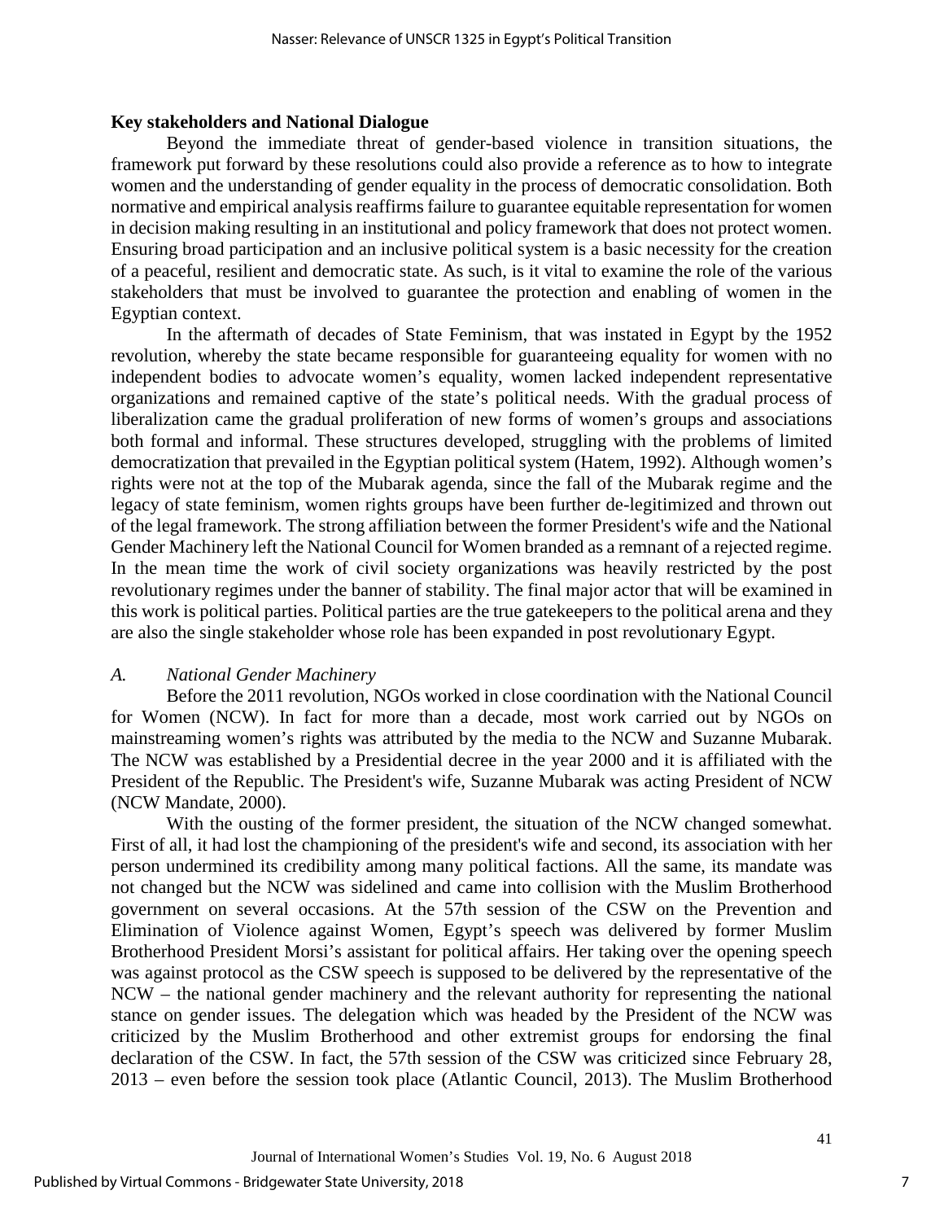### Key stakeholders and National Dialogue

Beyond the immediate threat of gender-based violence in transition situations, the framework put forward by these resolutions could also provide a reference as to how to integrate women and the understanding of gender equality in the process of democratic consolidation. Both normative and empirical analysis reaffirms failure to guarantee equitable representation for women in decision making resulting in an institutional and policy framework that does not protect women. Ensuring broad participation and an inclusive political system is a basic necessity for the creation of a peaceful, resilient and democratic state. As such, is it vital to examine the role of the various stakeholders that must be involved to guarantee the protection and enabling of women in the Egyptian context.

In the aftermath of decades of State Feminism, that was instated in Egypt by the 1952 revolution, whereby the state became responsible for guaranteeing equality for women with no independent bodies to advocate women's equality, women lacked independent representative organizations and remained captive of the state's political needs. With the gradual process of liberalization came the gradual proliferation of new forms of women's groups and associations both formal and informal. These structures developed, struggling with the problems of limited democratization that prevailed in the Egyptian political system (Hatem, 1992). Although women's rights were not at the top of the Mubarak agenda, since the fall of the Mubarak regime and the legacy of state feminism, women rights groups have been further de-legitimized and thrown out of the legal framework. The strong affiliation between the former President's wife and the National Gender Machinery left the National Council for Women branded as a remnant of a rejected regime. In the mean time the work of civil society organizations was heavily restricted by the post revolutionary regimes under the banner of stability. The final major actor that will be examined in this work is political parties. Political parties are the true gatekeepers to the political arena and they are also the single stakeholder whose role has been expanded in post revolutionary Egypt.

#### *A. National Gender Machinery*

Before the 2011 revolution, NGOs worked in close coordination with the National Council for Women (NCW). In fact for more than a decade, most work carried out by NGOs on mainstreaming women's rights was attributed by the media to the NCW and Suzanne Mubarak. The NCW was established by a Presidential decree in the year 2000 and it is affiliated with the President of the Republic. The President's wife, Suzanne Mubarak was acting President of NCW (NCW Mandate, 2000).

With the ousting of the former president, the situation of the NCW changed somewhat. First of all, it had lost the championing of the president's wife and second, its association with her person undermined its credibility among many political factions. All the same, its mandate was not changed but the NCW was sidelined and came into collision with the Muslim Brotherhood government on several occasions. At the 57th session of the CSW on the Prevention and Elimination of Violence against Women, Egypt's speech was delivered by former Muslim Brotherhood President Morsi's assistant for political affairs. Her taking over the opening speech was against protocol as the CSW speech is supposed to be delivered by the representative of the NCW – the national gender machinery and the relevant authority for representing the national stance on gender issues. The delegation which was headed by the President of the NCW was criticized by the Muslim Brotherhood and other extremist groups for endorsing the final declaration of the CSW. In fact, the 57th session of the CSW was criticized since February 28, 2013 – even before the session took place (Atlantic Council, 2013). The Muslim Brotherhood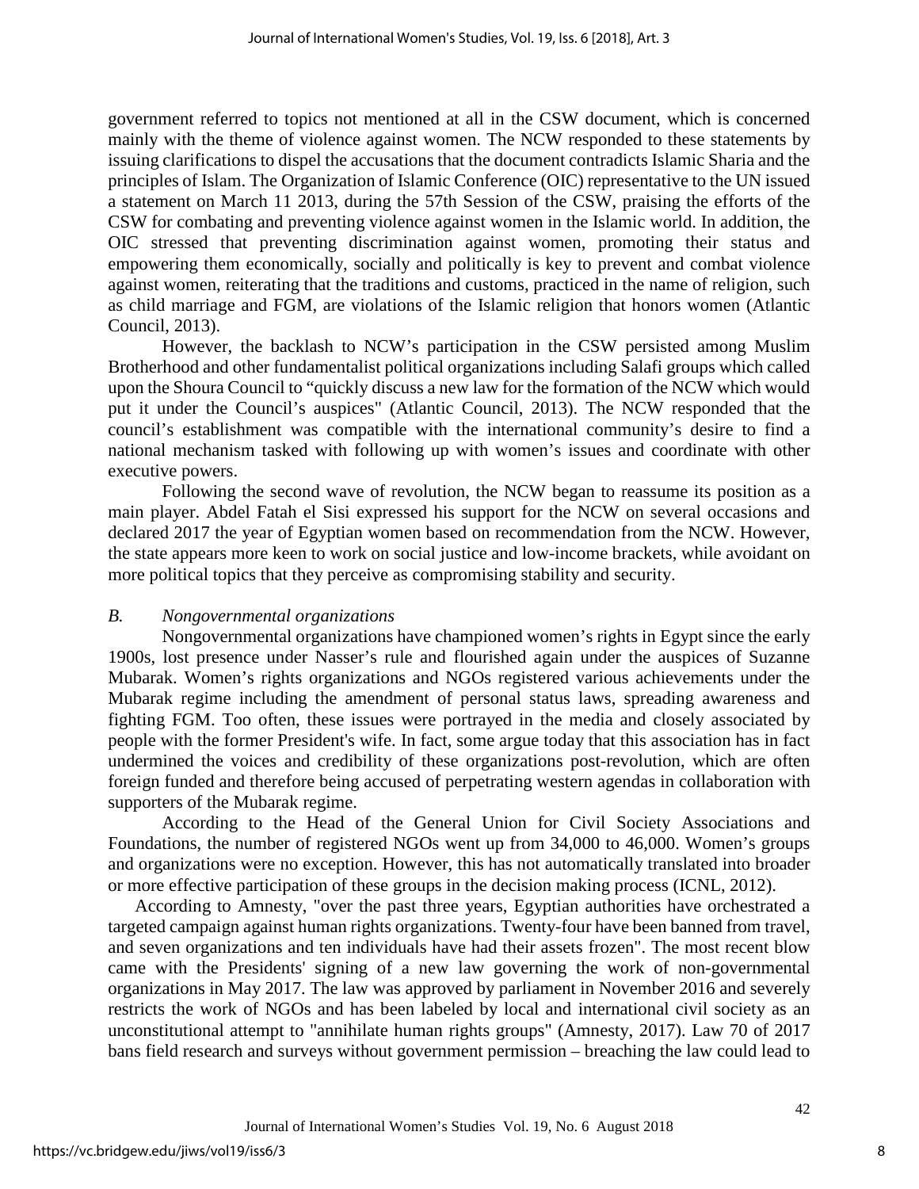government referred to topics not mentioned at all in the CSW document, which is concerned mainly with the theme of violence against women. The NCW responded to these statements by issuing clarifications to dispel the accusations that the document contradicts Islamic Sharia and the principles of Islam. The Organization of Islamic Conference (OIC) representative to the UN issued a statement on March 11 2013, during the 57th Session of the CSW, praising the efforts of the CSW for combating and preventing violence against women in the Islamic world. In addition, the OIC stressed that preventing discrimination against women, promoting their status and empowering them economically, socially and politically is key to prevent and combat violence against women, reiterating that the traditions and customs, practiced in the name of religion, such as child marriage and FGM, are violations of the Islamic religion that honors women (Atlantic Council, 2013).

However, the backlash to NCW's participation in the CSW persisted among Muslim Brotherhood and other fundamentalist political organizations including Salafi groups which called upon the Shoura Council to "quickly discuss a new law for the formation of the NCW which would put it under the Council's auspices" (Atlantic Council, 2013). The NCW responded that the council's establishment was compatible with the international community's desire to find a national mechanism tasked with following up with women's issues and coordinate with other executive powers.

Following the second wave of revolution, the NCW began to reassume its position as a main player. Abdel Fatah el Sisi expressed his support for the NCW on several occasions and declared 2017 the year of Egyptian women based on recommendation from the NCW. However, the state appears more keen to work on social justice and low-income brackets, while avoidant on more political topics that they perceive as compromising stability and security.

### *B. Nongovernmental organizations*

Nongovernmental organizations have championed women's rights in Egypt since the early 1900s, lost presence under Nasser's rule and flourished again under the auspices of Suzanne Mubarak. Women's rights organizations and NGOs registered various achievements under the Mubarak regime including the amendment of personal status laws, spreading awareness and fighting FGM. Too often, these issues were portrayed in the media and closely associated by people with the former President's wife. In fact, some argue today that this association has in fact undermined the voices and credibility of these organizations post-revolution, which are often foreign funded and therefore being accused of perpetrating western agendas in collaboration with supporters of the Mubarak regime.

According to the Head of the General Union for Civil Society Associations and Foundations, the number of registered NGOs went up from 34,000 to 46,000. Women's groups and organizations were no exception. However, this has not automatically translated into broader or more effective participation of these groups in the decision making process (ICNL, 2012).

According to Amnesty, "over the past three years, Egyptian authorities have orchestrated a targeted campaign against human rights organizations. Twenty-four have been banned from travel, and seven organizations and ten individuals have had their assets frozen". The most recent blow came with the Presidents' signing of a new law governing the work of non-governmental organizations in May 2017. The law was approved by parliament in November 2016 and severely restricts the work of NGOs and has been labeled by local and international civil society as an unconstitutional attempt to "annihilate human rights groups" (Amnesty, 2017). Law 70 of 2017 bans field research and surveys without government permission – breaching the law could lead to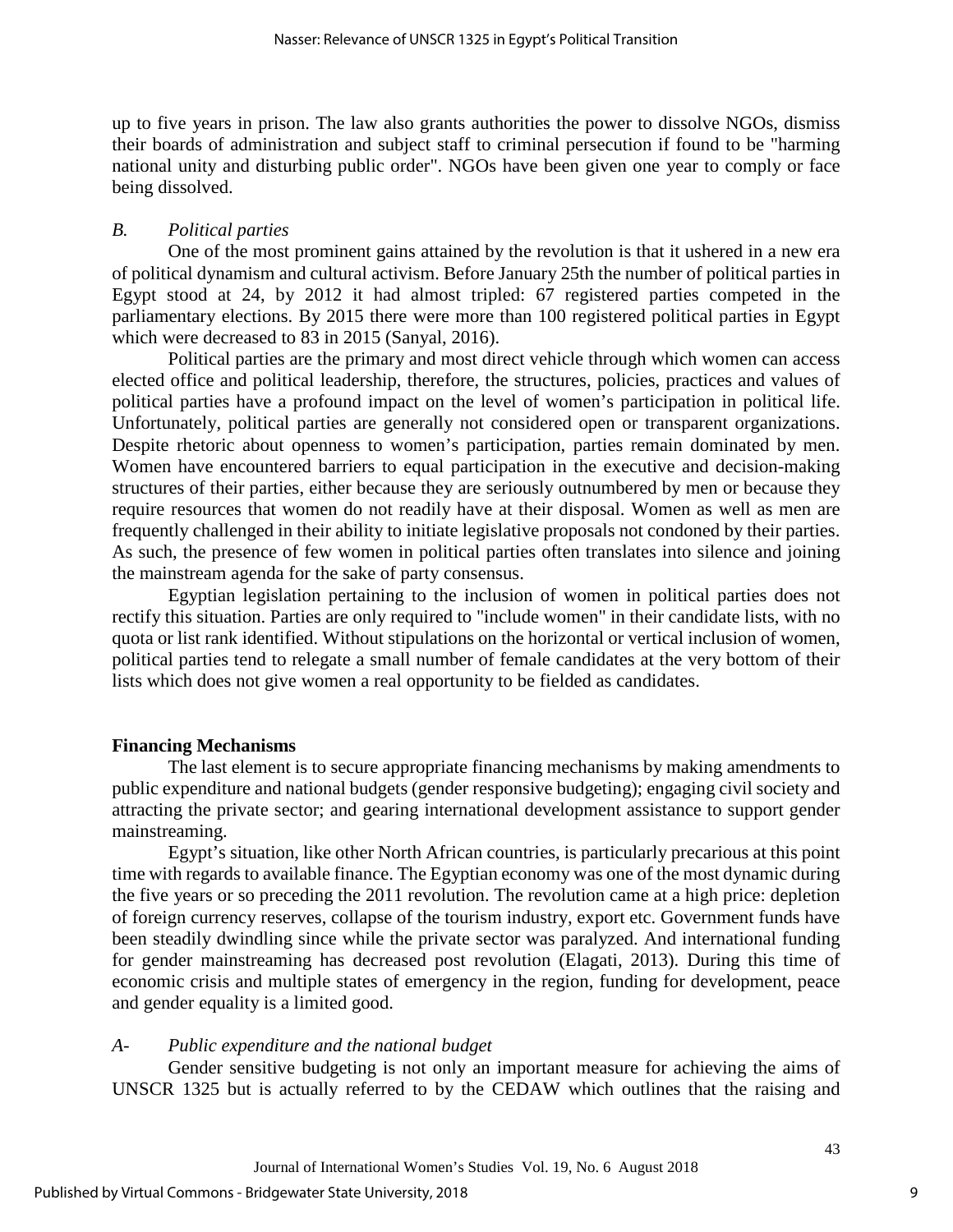up to five years in prison. The law also grants authorities the power to dissolve NGOs, dismiss their boards of administration and subject staff to criminal persecution if found to be "harming national unity and disturbing public order". NGOs have been given one year to comply or face being dissolved.

### *B. Political parties*

One of the most prominent gains attained by the revolution is that it ushered in a new era of political dynamism and cultural activism. Before January 25th the number of political parties in Egypt stood at 24, by 2012 it had almost tripled: 67 registered parties competed in the parliamentary elections. By 2015 there were more than 100 registered political parties in Egypt which were decreased to 83 in 2015 (Sanyal, 2016).

Political parties are the primary and most direct vehicle through which women can access elected office and political leadership, therefore, the structures, policies, practices and values of political parties have a profound impact on the level of women's participation in political life. Unfortunately, political parties are generally not considered open or transparent organizations. Despite rhetoric about openness to women's participation, parties remain dominated by men. Women have encountered barriers to equal participation in the executive and decision-making structures of their parties, either because they are seriously outnumbered by men or because they require resources that women do not readily have at their disposal. Women as well as men are frequently challenged in their ability to initiate legislative proposals not condoned by their parties. As such, the presence of few women in political parties often translates into silence and joining the mainstream agenda for the sake of party consensus.

Egyptian legislation pertaining to the inclusion of women in political parties does not rectify this situation. Parties are only required to "include women" in their candidate lists, with no quota or list rank identified. Without stipulations on the horizontal or vertical inclusion of women, political parties tend to relegate a small number of female candidates at the very bottom of their lists which does not give women a real opportunity to be fielded as candidates.

## **Financing Mechanisms**

The last element is to secure appropriate financing mechanisms by making amendments to public expenditure and national budgets (gender responsive budgeting); engaging civil society and attracting the private sector; and gearing international development assistance to support gender mainstreaming.

Egypt's situation, like other North African countries, is particularly precarious at this point time with regards to available finance. The Egyptian economy was one of the most dynamic during the five years or so preceding the 2011 revolution. The revolution came at a high price: depletion of foreign currency reserves, collapse of the tourism industry, export etc. Government funds have been steadily dwindling since while the private sector was paralyzed. And international funding for gender mainstreaming has decreased post revolution (Elagati, 2013). During this time of economic crisis and multiple states of emergency in the region, funding for development, peace and gender equality is a limited good.

### *A- Public expenditure and the national budget*

Gender sensitive budgeting is not only an important measure for achieving the aims of UNSCR 1325 but is actually referred to by the CEDAW which outlines that the raising and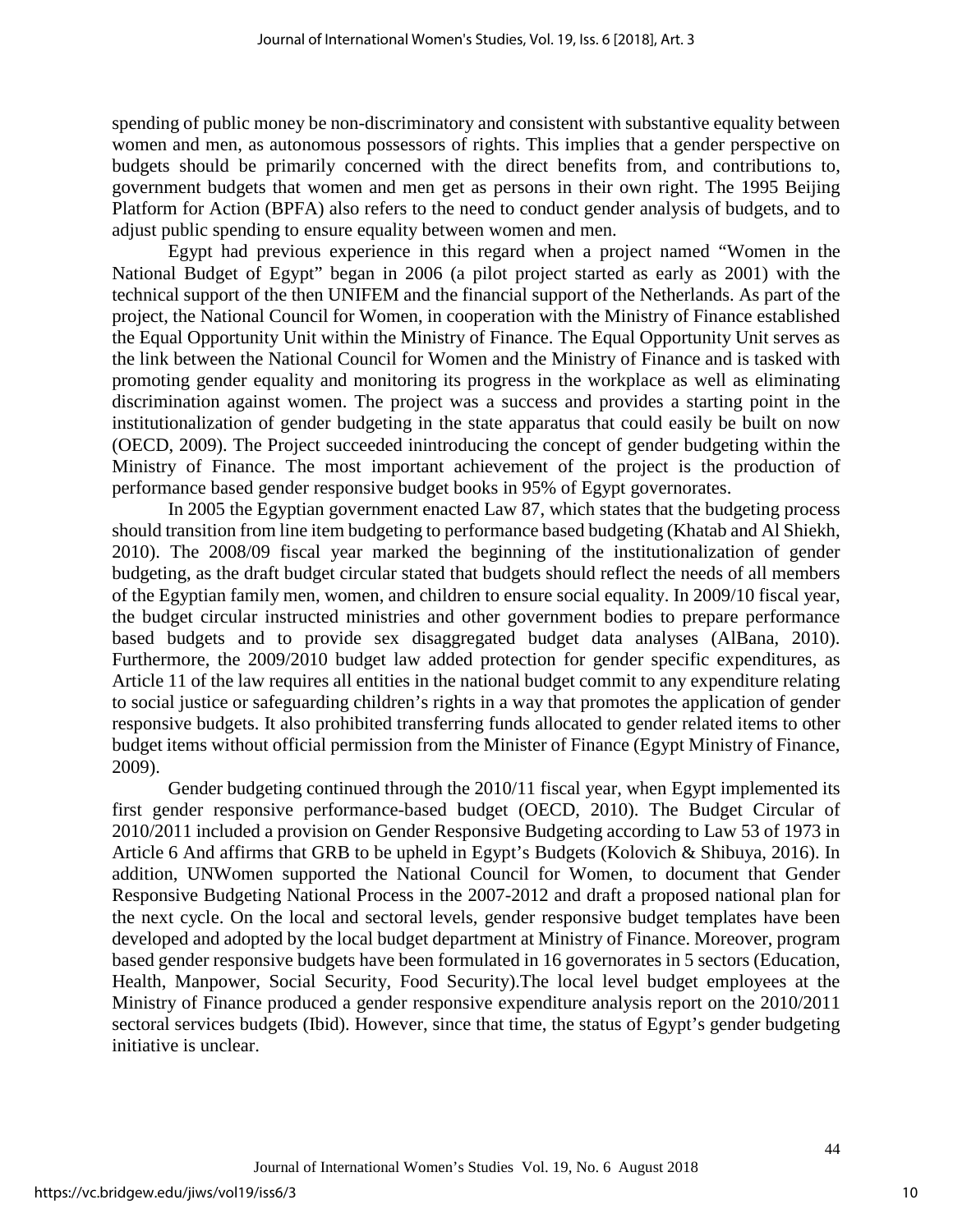spending of public money be non-discriminatory and consistent with substantive equality between women and men, as autonomous possessors of rights. This implies that a gender perspective on budgets should be primarily concerned with the direct benefits from, and contributions to, government budgets that women and men get as persons in their own right. The 1995 Beijing Platform for Action (BPFA) also refers to the need to conduct gender analysis of budgets, and to adjust public spending to ensure equality between women and men.

Egypt had previous experience in this regard when a project named "Women in the National Budget of Egypt" began in 2006 (a pilot project started as early as 2001) with the technical support of the then UNIFEM and the financial support of the Netherlands. As part of the project, the National Council for Women, in cooperation with the Ministry of Finance established the Equal Opportunity Unit within the Ministry of Finance. The Equal Opportunity Unit serves as the link between the National Council for Women and the Ministry of Finance and is tasked with promoting gender equality and monitoring its progress in the workplace as well as eliminating discrimination against women. The project was a success and provides a starting point in the institutionalization of gender budgeting in the state apparatus that could easily be built on now (OECD, 2009). The Project succeeded inintroducing the concept of gender budgeting within the Ministry of Finance. The most important achievement of the project is the production of performance based gender responsive budget books in 95% of Egypt governorates.

In 2005 the Egyptian government enacted Law 87, which states that the budgeting process should transition from line item budgeting to performance based budgeting (Khatab and Al Shiekh, 2010). The 2008/09 fiscal year marked the beginning of the institutionalization of gender budgeting, as the draft budget circular stated that budgets should reflect the needs of all members of the Egyptian family men, women, and children to ensure social equality. In 2009/10 fiscal year, the budget circular instructed ministries and other government bodies to prepare performance based budgets and to provide sex disaggregated budget data analyses (AlBana, 2010). Furthermore, the 2009/2010 budget law added protection for gender specific expenditures, as Article 11 of the law requires all entities in the national budget commit to any expenditure relating to social justice or safeguarding children's rights in a way that promotes the application of gender responsive budgets. It also prohibited transferring funds allocated to gender related items to other budget items without official permission from the Minister of Finance (Egypt Ministry of Finance, 2009).

Gender budgeting continued through the 2010/11 fiscal year, when Egypt implemented its first gender responsive performance-based budget (OECD, 2010). The Budget Circular of 2010/2011 included a provision on Gender Responsive Budgeting according to Law 53 of 1973 in Article 6 And affirms that GRB to be upheld in Egypt's Budgets (Kolovich & Shibuya, 2016). In addition, UNWomen supported the National Council for Women, to document that Gender Responsive Budgeting National Process in the 2007-2012 and draft a proposed national plan for the next cycle. On the local and sectoral levels, gender responsive budget templates have been developed and adopted by the local budget department at Ministry of Finance. Moreover, program based gender responsive budgets have been formulated in 16 governorates in 5 sectors (Education, Health, Manpower, Social Security, Food Security).The local level budget employees at the Ministry of Finance produced a gender responsive expenditure analysis report on the 2010/2011 sectoral services budgets (Ibid). However, since that time, the status of Egypt's gender budgeting initiative is unclear.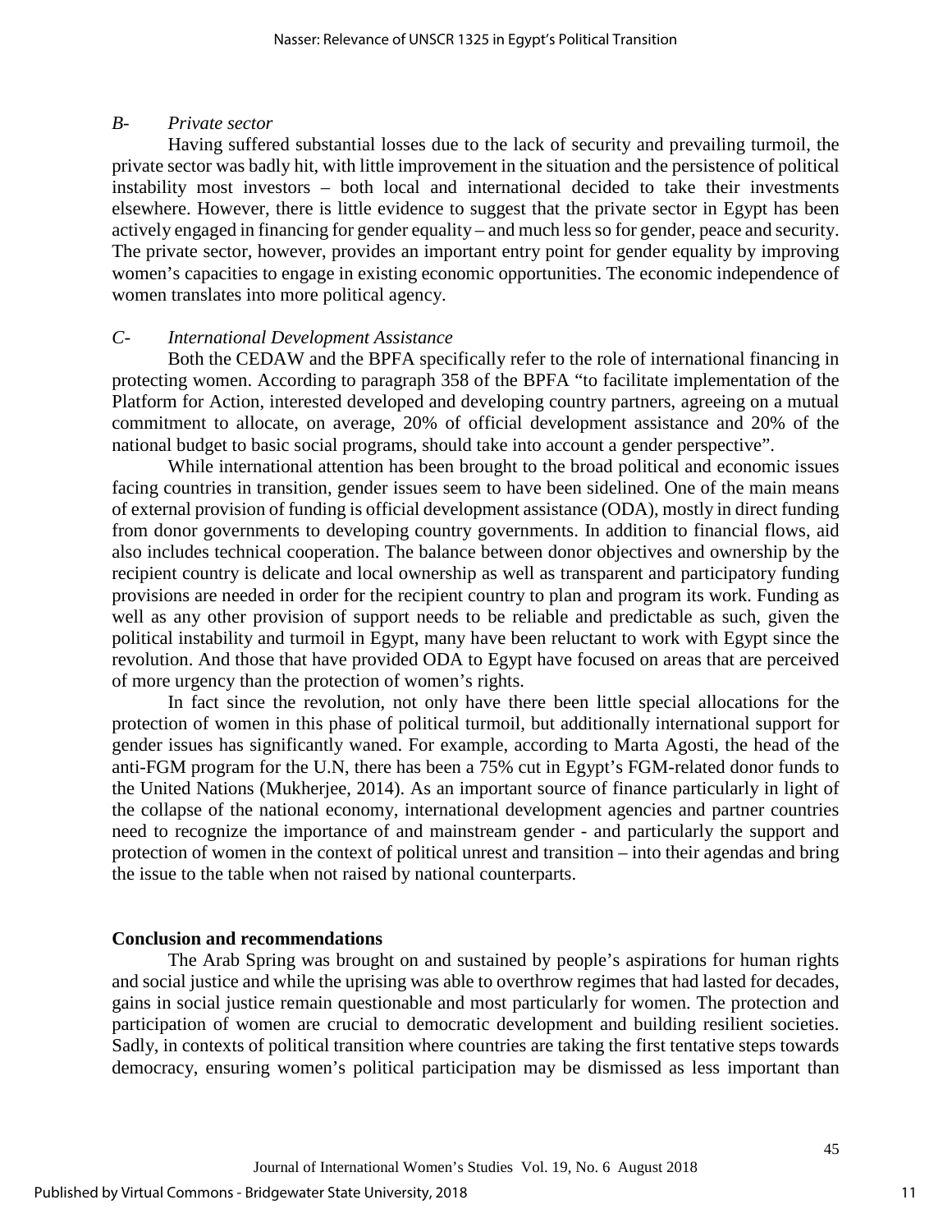*B- Private sector*

Having suffered substantial losses due to the lack of security and prevailing turmoil, the private sector was badly hit, with little improvement in the situation and the persistence of political instability most investors – both local and international decided to take their investments elsewhere. However, there is little evidence to suggest that the private sector in Egypt has been actively engaged in financing for gender equality – and much less so for gender, peace and security. The private sector, however, provides an important entry point for gender equality by improving women's capacities to engage in existing economic opportunities. The economic independence of women translates into more political agency.

*C- International Development Assistance*

Both the CEDAW and the BPFA specifically refer to the role of international financing in protecting women. According to paragraph 358 of the BPFA "to facilitate implementation of the Platform for Action, interested developed and developing country partners, agreeing on a mutual commitment to allocate, on average, 20% of official development assistance and 20% of the national budget to basic social programs, should take into account a gender perspective".

While international attention has been brought to the broad political and economic issues facing countries in transition, gender issues seem to have been sidelined. One of the main means of external provision of funding is official development assistance (ODA), mostly in direct funding from donor governments to developing country governments. In addition to financial flows, aid also includes technical cooperation. The balance between donor objectives and ownership by the recipient country is delicate and local ownership as well as transparent and participatory funding provisions are needed in order for the recipient country to plan and program its work. Funding as well as any other provision of support needs to be reliable and predictable as such, given the political instability and turmoil in Egypt, many have been reluctant to work with Egypt since the revolution. And those that have provided ODA to Egypt have focused on areas that are perceived of more urgency than the protection of women's rights.

In fact since the revolution, not only have there been little special allocations for the protection of women in this phase of political turmoil, but additionally international support for gender issues has significantly waned. For example, according to Marta Agosti, the head of the anti-FGM program for the U.N, there has been a 75% cut in Egypt's FGM-related donor funds to the United Nations (Mukherjee, 2014). As an important source of finance particularly in light of the collapse of the national economy, international development agencies and partner countries need to recognize the importance of and mainstream gender - and particularly the support and protection of women in the context of political unrest and transition – into their agendas and bring the issue to the table when not raised by national counterparts.

**Conclusion and recommendations**

The Arab Spring was brought on and sustained by people's aspirations for human rights and social justice and while the uprising was able to overthrow regimes that had lasted for decades, gains in social justice remain questionable and most particularly for women. The protection and participation of women are crucial to democratic development and building resilient societies. Sadly, in contexts of political transition where countries are taking the first tentative steps towards democracy, ensuring women's political participation may be dismissed as less important than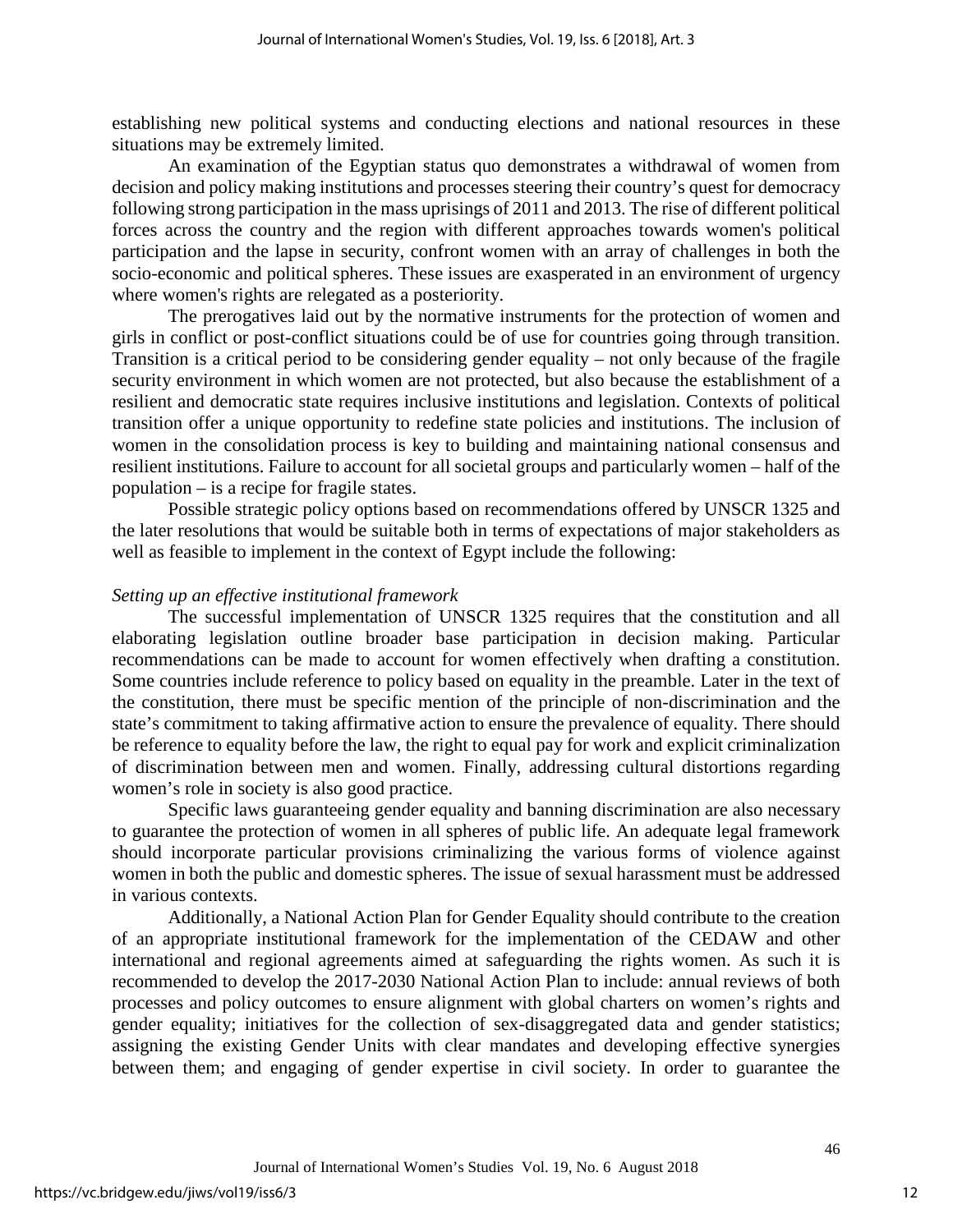establishing new political systems and conducting elections and national resources in these situations may be extremely limited.

An examination of the Egyptian status quo demonstrates a withdrawal of women from decision and policy making institutions and processes steering their country's quest for democracy following strong participation in the mass uprisings of 2011 and 2013. The rise of different political forces across the country and the region with different approaches towards women's political participation and the lapse in security, confront women with an array of challenges in both the socio-economic and political spheres. These issues are exasperated in an environment of urgency where women's rights are relegated as a posteriority.

The prerogatives laid out by the normative instruments for the protection of women and girls in conflict or post-conflict situations could be of use for countries going through transition. Transition is a critical period to be considering gender equality – not only because of the fragile security environment in which women are not protected, but also because the establishment of a resilient and democratic state requires inclusive institutions and legislation. Contexts of political transition offer a unique opportunity to redefine state policies and institutions. The inclusion of women in the consolidation process is key to building and maintaining national consensus and resilient institutions. Failure to account for all societal groups and particularly women – half of the population – is a recipe for fragile states.

Possible strategic policy options based on recommendations offered by UNSCR 1325 and the later resolutions that would be suitable both in terms of expectations of major stakeholders as well as feasible to implement in the context of Egypt include the following:

*Setting up an effective institutional framework*

The successful implementation of UNSCR 1325 requires that the constitution and all elaborating legislation outline broader base participation in decision making. Particular recommendations can be made to account for women effectively when drafting a constitution. Some countries include reference to policy based on equality in the preamble. Later in the text of the constitution, there must be specific mention of the principle of non-discrimination and the state's commitment to taking affirmative action to ensure the prevalence of equality. There should be reference to equality before the law, the right to equal pay for work and explicit criminalization of discrimination between men and women. Finally, addressing cultural distortions regarding women's role in society is also good practice.

Specific laws guaranteeing gender equality and banning discrimination are also necessary to guarantee the protection of women in all spheres of public life. An adequate legal framework should incorporate particular provisions criminalizing the various forms of violence against women in both the public and domestic spheres. The issue of sexual harassment must be addressed in various contexts.

Additionally, a National Action Plan for Gender Equality should contribute to the creation of an appropriate institutional framework for the implementation of the CEDAW and other international and regional agreements aimed at safeguarding the rights women. As such it is recommended to develop the 2017-2030 National Action Plan to include: annual reviews of both processes and policy outcomes to ensure alignment with global charters on women's rights and gender equality; initiatives for the collection of sex-disaggregated data and gender statistics; assigning the existing Gender Units with clear mandates and developing effective synergies between them; and engaging of gender expertise in civil society. In order to guarantee the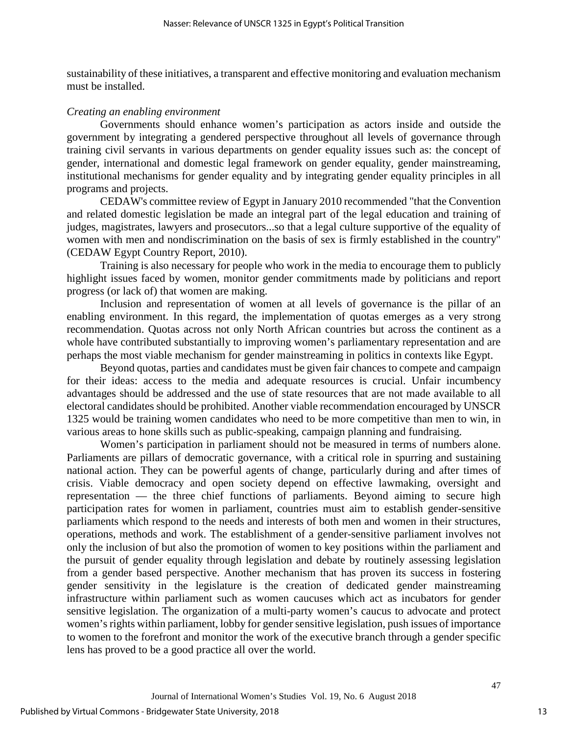sustainability of these initiatives, a transparent and effective monitoring and evaluation mechanism must be installed.

*Creating an enabling environment*

Governments should enhance women's participation as actors inside and outside the government by integrating a gendered perspective throughout all levels of governance through training civil servants in various departments on gender equality issues such as: the concept of gender, international and domestic legal framework on gender equality, gender mainstreaming, institutional mechanisms for gender equality and by integrating gender equality principles in all programs and projects.

CEDAW's committee review of Egypt in January 2010 recommended "that the Convention and related domestic legislation be made an integral part of the legal education and training of judges, magistrates, lawyers and prosecutors...so that a legal culture supportive of the equality of women with men and nondiscrimination on the basis of sex is firmly established in the country" (CEDAW Egypt Country Report, 2010).

Training is also necessary for people who work in the media to encourage them to publicly highlight issues faced by women, monitor gender commitments made by politicians and report progress (or lack of) that women are making.

Inclusion and representation of women at all levels of governance is the pillar of an enabling environment. In this regard, the implementation of quotas emerges as a very strong recommendation. Quotas across not only North African countries but across the continent as a whole have contributed substantially to improving women's parliamentary representation and are perhaps the most viable mechanism for gender mainstreaming in politics in contexts like Egypt.

Beyond quotas, parties and candidates must be given fair chances to compete and campaign for their ideas: access to the media and adequate resources is crucial. Unfair incumbency advantages should be addressed and the use of state resources that are not made available to all electoral candidates should be prohibited. Another viable recommendation encouraged by UNSCR 1325 would be training women candidates who need to be more competitive than men to win, in various areas to hone skills such as public-speaking, campaign planning and fundraising.

Women's participation in parliament should not be measured in terms of numbers alone. Parliaments are pillars of democratic governance, with a critical role in spurring and sustaining national action. They can be powerful agents of change, particularly during and after times of crisis. Viable democracy and open society depend on effective lawmaking, oversight and representation — the three chief functions of parliaments. Beyond aiming to secure high participation rates for women in parliament, countries must aim to establish gender-sensitive parliaments which respond to the needs and interests of both men and women in their structures, operations, methods and work. The establishment of a gender-sensitive parliament involves not only the inclusion of but also the promotion of women to key positions within the parliament and the pursuit of gender equality through legislation and debate by routinely assessing legislation from a gender based perspective. Another mechanism that has proven its success in fostering gender sensitivity in the legislature is the creation of dedicated gender mainstreaming infrastructure within parliament such as women caucuses which act as incubators for gender sensitive legislation. The organization of a multi-party women's caucus to advocate and protect women's rights within parliament, lobby for gender sensitive legislation, push issues of importance to women to the forefront and monitor the work of the executive branch through a gender specific lens has proved to be a good practice all over the world.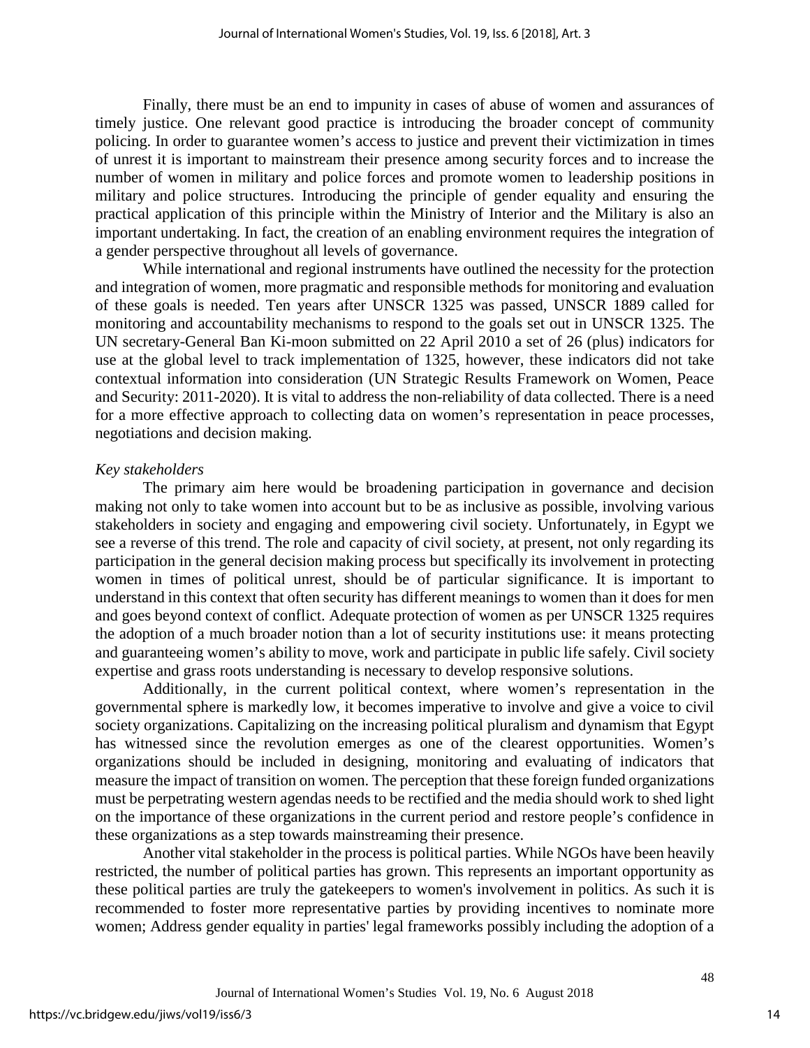Finally, there must be an end to impunity in cases of abuse of women and assurances of timely justice. One relevant good practice is introducing the broader concept of community policing. In order to guarantee women's access to justice and prevent their victimization in times of unrest it is important to mainstream their presence among security forces and to increase the number of women in military and police forces and promote women to leadership positions in military and police structures. Introducing the principle of gender equality and ensuring the practical application of this principle within the Ministry of Interior and the Military is also an important undertaking. In fact, the creation of an enabling environment requires the integration of a gender perspective throughout all levels of governance.

While international and regional instruments have outlined the necessity for the protection and integration of women, more pragmatic and responsible methods for monitoring and evaluation of these goals is needed. Ten years after UNSCR 1325 was passed, UNSCR 1889 called for monitoring and accountability mechanisms to respond to the goals set out in UNSCR 1325. The UN secretary-General Ban Ki-moon submitted on 22 April 2010 a set of 26 (plus) indicators for use at the global level to track implementation of 1325, however, these indicators did not take contextual information into consideration (UN Strategic Results Framework on Women, Peace and Security: 2011-2020). It is vital to address the non-reliability of data collected. There is a need for a more effective approach to collecting data on women's representation in peace processes, negotiations and decision making.

*Key stakeholders*

The primary aim here would be broadening participation in governance and decision making not only to take women into account but to be as inclusive as possible, involving various stakeholders in society and engaging and empowering civil society. Unfortunately, in Egypt we see a reverse of this trend. The role and capacity of civil society, at present, not only regarding its participation in the general decision making process but specifically its involvement in protecting women in times of political unrest, should be of particular significance. It is important to understand in this context that often security has different meanings to women than it does for men and goes beyond context of conflict. Adequate protection of women as per UNSCR 1325 requires the adoption of a much broader notion than a lot of security institutions use: it means protecting and guaranteeing women's ability to move, work and participate in public life safely. Civil society expertise and grass roots understanding is necessary to develop responsive solutions.

Additionally, in the current political context, where women's representation in the governmental sphere is markedly low, it becomes imperative to involve and give a voice to civil society organizations. Capitalizing on the increasing political pluralism and dynamism that Egypt has witnessed since the revolution emerges as one of the clearest opportunities. Women's organizations should be included in designing, monitoring and evaluating of indicators that measure the impact of transition on women. The perception that these foreign funded organizations must be perpetrating western agendas needs to be rectified and the media should work to shed light on the importance of these organizations in the current period and restore people's confidence in these organizations as a step towards mainstreaming their presence.

Another vital stakeholder in the process is political parties. While NGOs have been heavily restricted, the number of political parties has grown. This represents an important opportunity as these political parties are truly the gatekeepers to women's involvement in politics. As such it is recommended to foster more representative parties by providing incentives to nominate more women; Address gender equality in parties' legal frameworks possibly including the adoption of a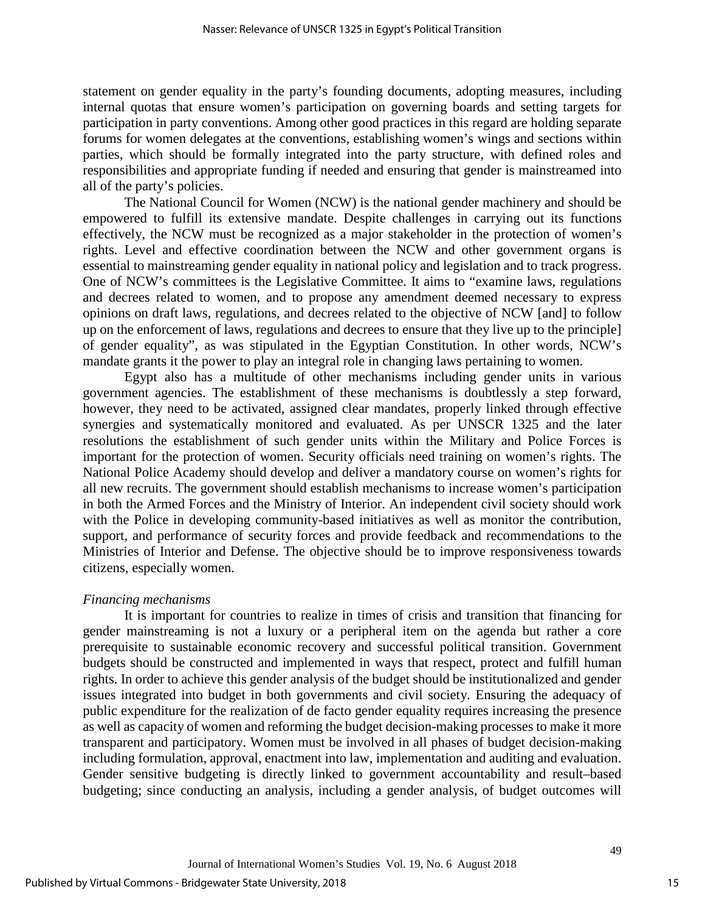statement on gender equality in the party's founding documents, adopting measures, including internal quotas that ensure women's participation on governing boards and setting targets for participation in party conventions. Among other good practices in this regard are holding separate forums for women delegates at the conventions, establishing women's wings and sections within parties, which should be formally integrated into the party structure, with defined roles and responsibilities and appropriate funding if needed and ensuring that gender is mainstreamed into all of the party's policies.

The National Council for Women (NCW) is the national gender machinery and should be empowered to fulfill its extensive mandate. Despite challenges in carrying out its functions effectively, the NCW must be recognized as a major stakeholder in the protection of women's rights. Level and effective coordination between the NCW and other government organs is essential to mainstreaming gender equality in national policy and legislation and to track progress. One of NCW's committees is the Legislative Committee. It aims to "examine laws, regulations and decrees related to women, and to propose any amendment deemed necessary to express opinions on draft laws, regulations, and decrees related to the objective of NCW [and] to follow up on the enforcement of laws, regulations and decrees to ensure that they live up to the principle] of gender equality", as was stipulated in the Egyptian Constitution. In other words, NCW's mandate grants it the power to play an integral role in changing laws pertaining to women.

Egypt also has a multitude of other mechanisms including gender units in various government agencies. The establishment of these mechanisms is doubtlessly a step forward, however, they need to be activated, assigned clear mandates, properly linked through effective synergies and systematically monitored and evaluated. As per UNSCR 1325 and the later resolutions the establishment of such gender units within the Military and Police Forces is important for the protection of women. Security officials need training on women's rights. The National Police Academy should develop and deliver a mandatory course on women's rights for all new recruits. The government should establish mechanisms to increase women's participation in both the Armed Forces and the Ministry of Interior. An independent civil society should work with the Police in developing community-based initiatives as well as monitor the contribution, support, and performance of security forces and provide feedback and recommendations to the Ministries of Interior and Defense. The objective should be to improve responsiveness towards citizens, especially women.

*Financing mechanisms*

It is important for countries to realize in times of crisis and transition that financing for gender mainstreaming is not a luxury or a peripheral item on the agenda but rather a core prerequisite to sustainable economic recovery and successful political transition. Government budgets should be constructed and implemented in ways that respect, protect and fulfill human rights. In order to achieve this gender analysis of the budget should be institutionalized and gender issues integrated into budget in both governments and civil society. Ensuring the adequacy of public expenditure for the realization of de facto gender equality requires increasing the presence as well as capacity of women and reforming the budget decision-making processes to make it more transparent and participatory. Women must be involved in all phases of budget decision-making including formulation, approval, enactment into law, implementation and auditing and evaluation. Gender sensitive budgeting is directly linked to government accountability and result–based budgeting; since conducting an analysis, including a gender analysis, of budget outcomes will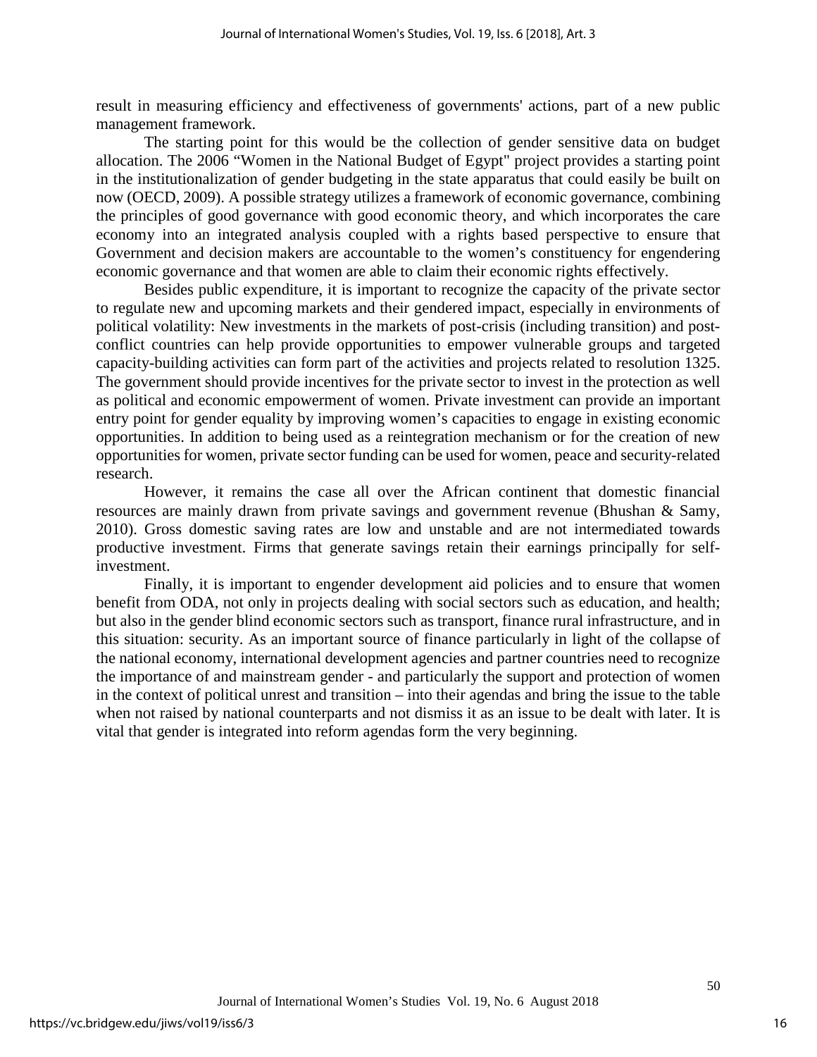result in measuring efficiency and effectiveness of governments' actions, part of a new public management framework.

The starting point for this would be the collection of gender sensitive data on budget allocation. The 2006 “Women in the National Budget of Egypt" project provides a starting point in the institutionalization of gender budgeting in the state apparatus that could easily be built on now (OECD, 2009). A possible strategy utilizes a framework of economic governance, combining the principles of good governance with good economic theory, and which incorporates the care economy into an integrated analysis coupled with a rights based perspective to ensure that Government and decision makers are accountable to the women’s constituency for engendering economic governance and that women are able to claim their economic rights effectively.

Besides public expenditure, it is important to recognize the capacity of the private sector to regulate new and upcoming markets and their gendered impact, especially in environments of political volatility: New investments in the markets of post-crisis (including transition) and post-conflict countries can help provide opportunities to empower vulnerable groups and targeted capacity-building activities can form part of the activities and projects related to resolution 1325. The government should provide incentives for the private sector to invest in the protection as well as political and economic empowerment of women. Private investment can provide an important entry point for gender equality by improving women’s capacities to engage in existing economic opportunities. In addition to being used as a reintegration mechanism or for the creation of new opportunities for women, private sector funding can be used for women, peace and security-related research.

However, it remains the case all over the African continent that domestic financial resources are mainly drawn from private savings and government revenue (Bhushan & Samy, 2010). Gross domestic saving rates are low and unstable and are not intermediated towards productive investment. Firms that generate savings retain their earnings principally for self-investment.

Finally, it is important to engender development aid policies and to ensure that women benefit from ODA, not only in projects dealing with social sectors such as education, and health; but also in the gender blind economic sectors such as transport, finance rural infrastructure, and in this situation: security. As an important source of finance particularly in light of the collapse of the national economy, international development agencies and partner countries need to recognize the importance of and mainstream gender - and particularly the support and protection of women in the context of political unrest and transition – into their agendas and bring the issue to the table when not raised by national counterparts and not dismiss it as an issue to be dealt with later. It is vital that gender is integrated into reform agendas form the very beginning.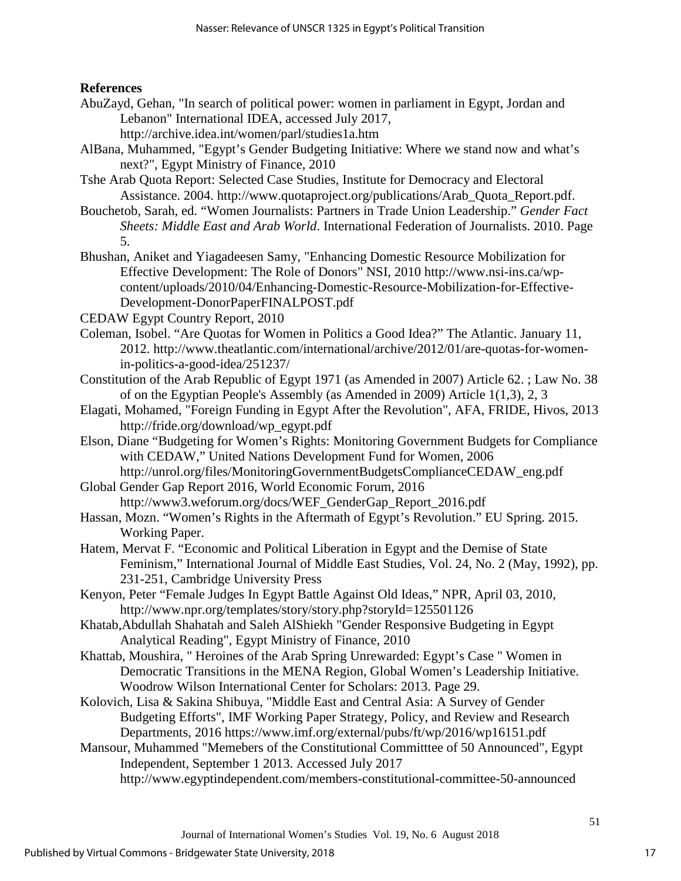**References**

AbuZayd, Gehan, "In search of political power: women in parliament in Egypt, Jordan and Lebanon" International IDEA, accessed July 2017, http://archive.idea.int/women/parl/studies1a.htm

AlBana, Muhammed, "Egypt's Gender Budgeting Initiative: Where we stand now and what's next?", Egypt Ministry of Finance, 2010

Tshe Arab Quota Report: Selected Case Studies, Institute for Democracy and Electoral Assistance. 2004. http://www.quotaproject.org/publications/Arab_Quota_Report.pdf.

Bouchetob, Sarah, ed. "Women Journalists: Partners in Trade Union Leadership." *Gender Fact Sheets: Middle East and Arab World*. International Federation of Journalists. 2010. Page 5.

Bhushan, Aniket and Yiagadeesen Samy, "Enhancing Domestic Resource Mobilization for Effective Development: The Role of Donors" NSI, 2010 http://www.nsi-ins.ca/wp-content/uploads/2010/04/Enhancing-Domestic-Resource-Mobilization-for-Effective-Development-DonorPaperFINALPOST.pdf

CEDAW Egypt Country Report, 2010

Coleman, Isobel. "Are Quotas for Women in Politics a Good Idea?" The Atlantic. January 11, 2012. http://www.theatlantic.com/international/archive/2012/01/are-quotas-for-women-in-politics-a-good-idea/251237/

Constitution of the Arab Republic of Egypt 1971 (as Amended in 2007) Article 62. ; Law No. 38 of on the Egyptian People's Assembly (as Amended in 2009) Article 1(1,3), 2, 3

Elagati, Mohamed, "Foreign Funding in Egypt After the Revolution", AFA, FRIDE, Hivos, 2013 http://fride.org/download/wp_egypt.pdf

Elson, Diane "Budgeting for Women's Rights: Monitoring Government Budgets for Compliance with CEDAW," United Nations Development Fund for Women, 2006 http://unrol.org/files/MonitoringGovernmentBudgetsComplianceCEDAW_eng.pdf

Global Gender Gap Report 2016, World Economic Forum, 2016 http://www3.weforum.org/docs/WEF_GenderGap_Report_2016.pdf

Hassan, Mozn. "Women's Rights in the Aftermath of Egypt's Revolution." EU Spring. 2015. Working Paper.

Hatem, Mervat F. "Economic and Political Liberation in Egypt and the Demise of State Feminism," International Journal of Middle East Studies, Vol. 24, No. 2 (May, 1992), pp. 231-251, Cambridge University Press

Kenyon, Peter "Female Judges In Egypt Battle Against Old Ideas," NPR, April 03, 2010, http://www.npr.org/templates/story/story.php?storyId=125501126

Khatab,Abdullah Shahatah and Saleh AlShiekh "Gender Responsive Budgeting in Egypt Analytical Reading", Egypt Ministry of Finance, 2010

Khattab, Moushira, " Heroines of the Arab Spring Unrewarded: Egypt's Case " Women in Democratic Transitions in the MENA Region, Global Women's Leadership Initiative. Woodrow Wilson International Center for Scholars: 2013. Page 29.

Kolovich, Lisa & Sakina Shibuya, "Middle East and Central Asia: A Survey of Gender Budgeting Efforts", IMF Working Paper Strategy, Policy, and Review and Research Departments, 2016 https://www.imf.org/external/pubs/ft/wp/2016/wp16151.pdf

Mansour, Muhammed "Memebers of the Constitutional Committtee of 50 Announced", Egypt Independent, September 1 2013. Accessed July 2017 http://www.egyptindependent.com/members-constitutional-committee-50-announced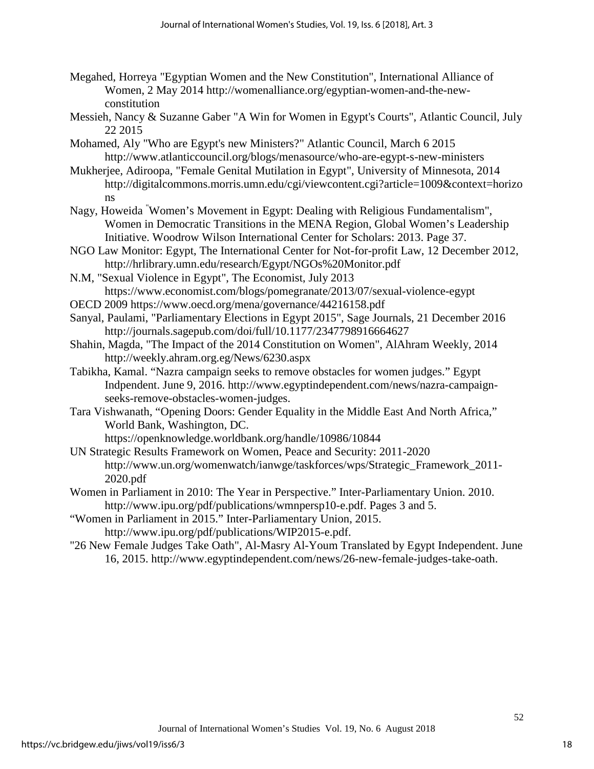Megahed, Horreya "Egyptian Women and the New Constitution", International Alliance of Women, 2 May 2014 http://womenalliance.org/egyptian-women-and-the-new-constitution

Messieh, Nancy & Suzanne Gaber "A Win for Women in Egypt's Courts", Atlantic Council, July 22 2015

Mohamed, Aly "Who are Egypt's new Ministers?" Atlantic Council, March 6 2015 http://www.atlanticcouncil.org/blogs/menasource/who-are-egypt-s-new-ministers

Mukherjee, Adiroopa, "Female Genital Mutilation in Egypt", University of Minnesota, 2014 http://digitalcommons.morris.umn.edu/cgi/viewcontent.cgi?article=1009&context=horizons

Nagy, Howeida "Women's Movement in Egypt: Dealing with Religious Fundamentalism", Women in Democratic Transitions in the MENA Region, Global Women's Leadership Initiative. Woodrow Wilson International Center for Scholars: 2013. Page 37.

NGO Law Monitor: Egypt, The International Center for Not-for-profit Law, 12 December 2012, http://hrlibrary.umn.edu/research/Egypt/NGOs%20Monitor.pdf

N.M, "Sexual Violence in Egypt", The Economist, July 2013 https://www.economist.com/blogs/pomegranate/2013/07/sexual-violence-egypt

OECD 2009 https://www.oecd.org/mena/governance/44216158.pdf

Sanyal, Paulami, "Parliamentary Elections in Egypt 2015", Sage Journals, 21 December 2016 http://journals.sagepub.com/doi/full/10.1177/2347798916664627

Shahin, Magda, "The Impact of the 2014 Constitution on Women", AlAhram Weekly, 2014 http://weekly.ahram.org.eg/News/6230.aspx

Tabikha, Kamal. "Nazra campaign seeks to remove obstacles for women judges." Egypt Indpendent. June 9, 2016. http://www.egyptindependent.com/news/nazra-campaign-seeks-remove-obstacles-women-judges.

Tara Vishwanath, "Opening Doors: Gender Equality in the Middle East And North Africa," World Bank, Washington, DC. https://openknowledge.worldbank.org/handle/10986/10844

UN Strategic Results Framework on Women, Peace and Security: 2011-2020 http://www.un.org/womenwatch/ianwge/taskforces/wps/Strategic_Framework_2011-2020.pdf

Women in Parliament in 2010: The Year in Perspective." Inter-Parliamentary Union. 2010. http://www.ipu.org/pdf/publications/wmnpersp10-e.pdf. Pages 3 and 5.

"Women in Parliament in 2015." Inter-Parliamentary Union, 2015. http://www.ipu.org/pdf/publications/WIP2015-e.pdf.

"26 New Female Judges Take Oath", Al-Masry Al-Youm Translated by Egypt Independent. June 16, 2015. http://www.egyptindependent.com/news/26-new-female-judges-take-oath.